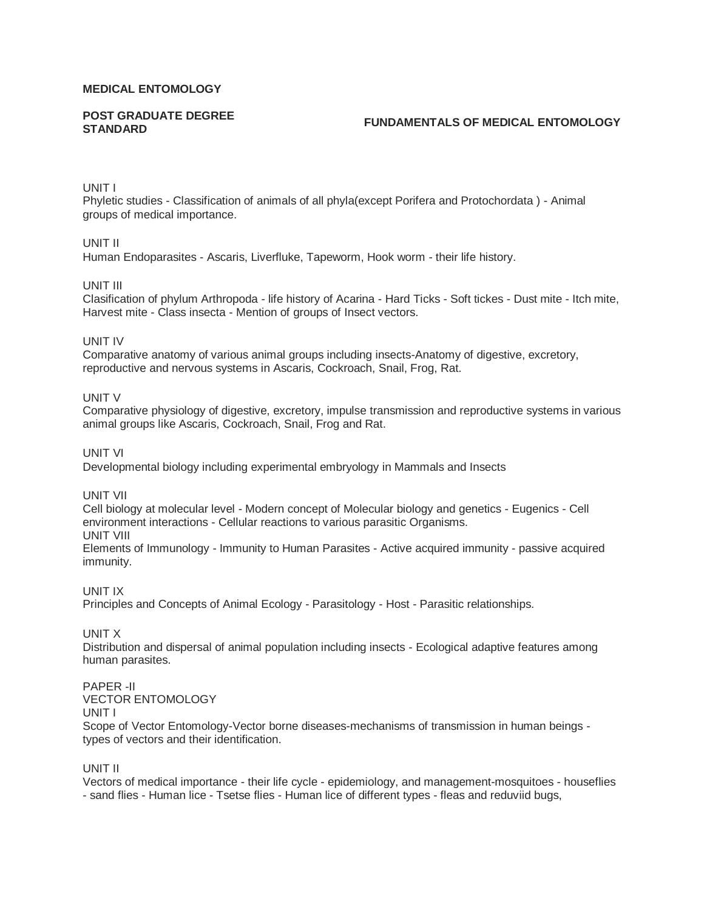**MEDICAL ENTOMOLOGY**

**POST GRADUATE DEGREE STANDARD**

**FUNDAMENTALS OF MEDICAL ENTOMOLOGY**

UNIT I
Phyletic studies - Classification of animals of all phyla(except Porifera and Protochordata ) - Animal groups of medical importance.

UNIT II
Human Endoparasites - Ascaris, Liverfluke, Tapeworm, Hook worm - their life history.

UNIT III
Clasification of phylum Arthropoda - life history of Acarina - Hard Ticks - Soft tickes - Dust mite - Itch mite, Harvest mite - Class insecta - Mention of groups of Insect vectors.

UNIT IV
Comparative anatomy of various animal groups including insects-Anatomy of digestive, excretory, reproductive and nervous systems in Ascaris, Cockroach, Snail, Frog, Rat.

UNIT V
Comparative physiology of digestive, excretory, impulse transmission and reproductive systems in various animal groups like Ascaris, Cockroach, Snail, Frog and Rat.

UNIT VI
Developmental biology including experimental embryology in Mammals and Insects

UNIT VII
Cell biology at molecular level - Modern concept of Molecular biology and genetics - Eugenics - Cell environment interactions - Cellular reactions to various parasitic Organisms.

UNIT VIII
Elements of Immunology - Immunity to Human Parasites - Active acquired immunity - passive acquired immunity.

UNIT IX
Principles and Concepts of Animal Ecology - Parasitology - Host - Parasitic relationships.

UNIT X
Distribution and dispersal of animal population including insects - Ecological adaptive features among human parasites.

PAPER -II
VECTOR ENTOMOLOGY

UNIT I
Scope of Vector Entomology-Vector borne diseases-mechanisms of transmission in human beings - types of vectors and their identification.

UNIT II
Vectors of medical importance - their life cycle - epidemiology, and management-mosquitoes - houseflies - sand flies - Human lice - Tsetse flies - Human lice of different types - fleas and reduviid bugs,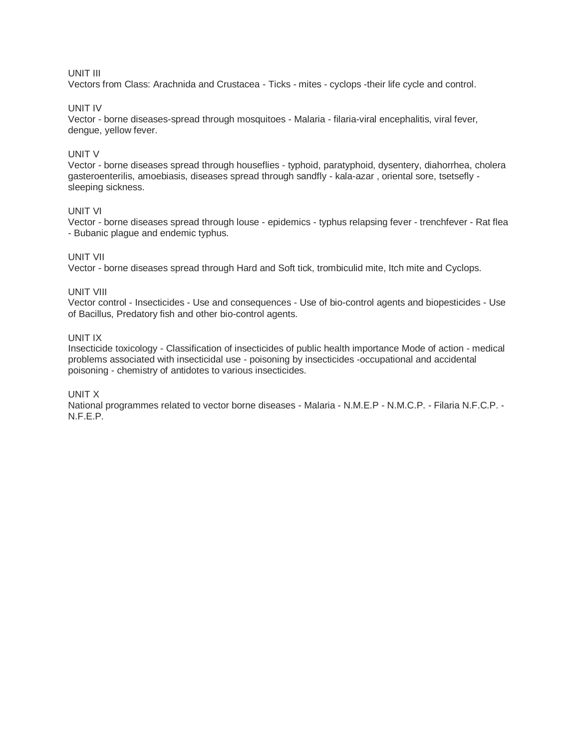UNIT III

Vectors from Class: Arachnida and Crustacea - Ticks - mites - cyclops -their life cycle and control.

UNIT IV

Vector - borne diseases-spread through mosquitoes - Malaria - filaria-viral encephalitis, viral fever, dengue, yellow fever.

UNIT V

Vector - borne diseases spread through houseflies - typhoid, paratyphoid, dysentery, diahorrhea, cholera gasteroenterilis, amoebiasis, diseases spread through sandfly - kala-azar , oriental sore, tsetsefly - sleeping sickness.

UNIT VI

Vector - borne diseases spread through louse - epidemics - typhus relapsing fever - trenchfever - Rat flea - Bubanic plague and endemic typhus.

UNIT VII

Vector - borne diseases spread through Hard and Soft tick, trombiculid mite, Itch mite and Cyclops.

UNIT VIII

Vector control - Insecticides - Use and consequences - Use of bio-control agents and biopesticides - Use of Bacillus, Predatory fish and other bio-control agents.

UNIT IX

Insecticide toxicology - Classification of insecticides of public health importance Mode of action - medical problems associated with insecticidal use - poisoning by insecticides -occupational and accidental poisoning - chemistry of antidotes to various insecticides.

UNIT X

National programmes related to vector borne diseases - Malaria - N.M.E.P - N.M.C.P. - Filaria N.F.C.P. - N.F.E.P.